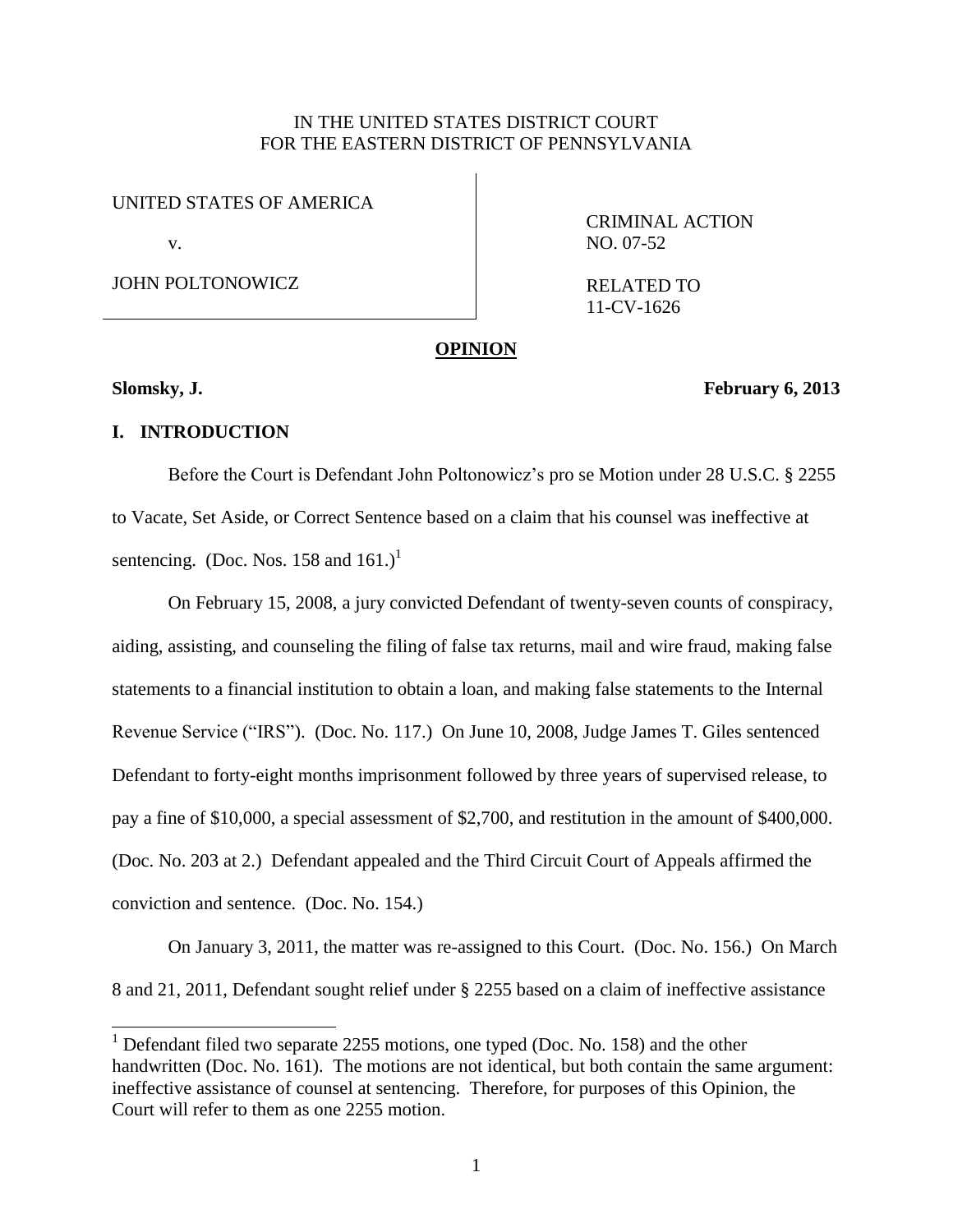IN THE UNITED STATES DISTRICT COURT
FOR THE EASTERN DISTRICT OF PENNSYLVANIA

| | |
|---|---|
| UNITED STATES OF AMERICA<br><br>v.<br><br>JOHN POLTONOWICZ | CRIMINAL ACTION<br>NO. 07-52<br><br>RELATED TO<br>11-CV-1626 |

**OPINION**

**Slomsky, J.** **February 6, 2013**

## I. INTRODUCTION

Before the Court is Defendant John Poltonowicz's pro se Motion under 28 U.S.C. § 2255 to Vacate, Set Aside, or Correct Sentence based on a claim that his counsel was ineffective at sentencing. (Doc. Nos. 158 and 161.)[1]

On February 15, 2008, a jury convicted Defendant of twenty-seven counts of conspiracy, aiding, assisting, and counseling the filing of false tax returns, mail and wire fraud, making false statements to a financial institution to obtain a loan, and making false statements to the Internal Revenue Service ("IRS"). (Doc. No. 117.) On June 10, 2008, Judge James T. Giles sentenced Defendant to forty-eight months imprisonment followed by three years of supervised release, to pay a fine of $10,000, a special assessment of $2,700, and restitution in the amount of $400,000. (Doc. No. 203 at 2.) Defendant appealed and the Third Circuit Court of Appeals affirmed the conviction and sentence. (Doc. No. 154.)

On January 3, 2011, the matter was re-assigned to this Court. (Doc. No. 156.) On March 8 and 21, 2011, Defendant sought relief under § 2255 based on a claim of ineffective assistance

[1] Defendant filed two separate 2255 motions, one typed (Doc. No. 158) and the other handwritten (Doc. No. 161). The motions are not identical, but both contain the same argument: ineffective assistance of counsel at sentencing. Therefore, for purposes of this Opinion, the Court will refer to them as one 2255 motion.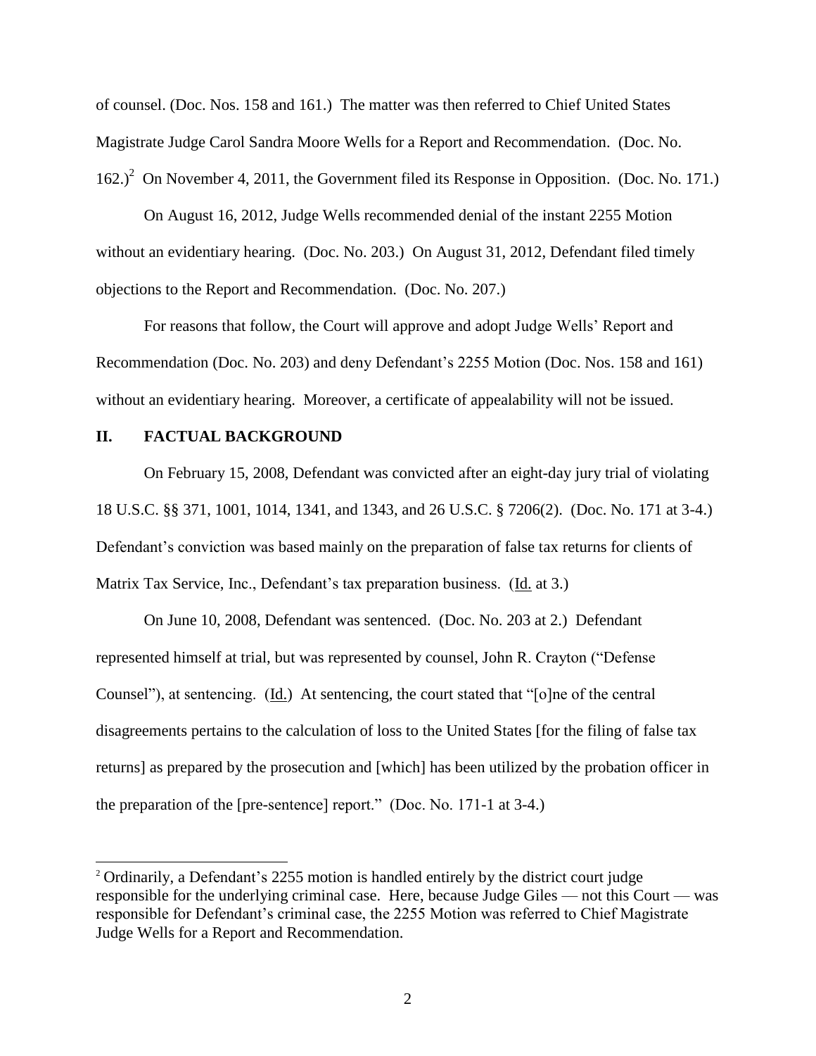of counsel. (Doc. Nos. 158 and 161.) The matter was then referred to Chief United States Magistrate Judge Carol Sandra Moore Wells for a Report and Recommendation. (Doc. No. 162.)[2] On November 4, 2011, the Government filed its Response in Opposition. (Doc. No. 171.)

On August 16, 2012, Judge Wells recommended denial of the instant 2255 Motion without an evidentiary hearing. (Doc. No. 203.) On August 31, 2012, Defendant filed timely objections to the Report and Recommendation. (Doc. No. 207.)

For reasons that follow, the Court will approve and adopt Judge Wells' Report and Recommendation (Doc. No. 203) and deny Defendant's 2255 Motion (Doc. Nos. 158 and 161) without an evidentiary hearing. Moreover, a certificate of appealability will not be issued.

## II. FACTUAL BACKGROUND

On February 15, 2008, Defendant was convicted after an eight-day jury trial of violating 18 U.S.C. §§ 371, 1001, 1014, 1341, and 1343, and 26 U.S.C. § 7206(2). (Doc. No. 171 at 3-4.) Defendant's conviction was based mainly on the preparation of false tax returns for clients of Matrix Tax Service, Inc., Defendant's tax preparation business. (Id. at 3.)

On June 10, 2008, Defendant was sentenced. (Doc. No. 203 at 2.) Defendant represented himself at trial, but was represented by counsel, John R. Crayton ("Defense Counsel"), at sentencing. (Id.) At sentencing, the court stated that "[o]ne of the central disagreements pertains to the calculation of loss to the United States [for the filing of false tax returns] as prepared by the prosecution and [which] has been utilized by the probation officer in the preparation of the [pre-sentence] report." (Doc. No. 171-1 at 3-4.)

---

[2] Ordinarily, a Defendant's 2255 motion is handled entirely by the district court judge responsible for the underlying criminal case. Here, because Judge Giles — not this Court — was responsible for Defendant's criminal case, the 2255 Motion was referred to Chief Magistrate Judge Wells for a Report and Recommendation.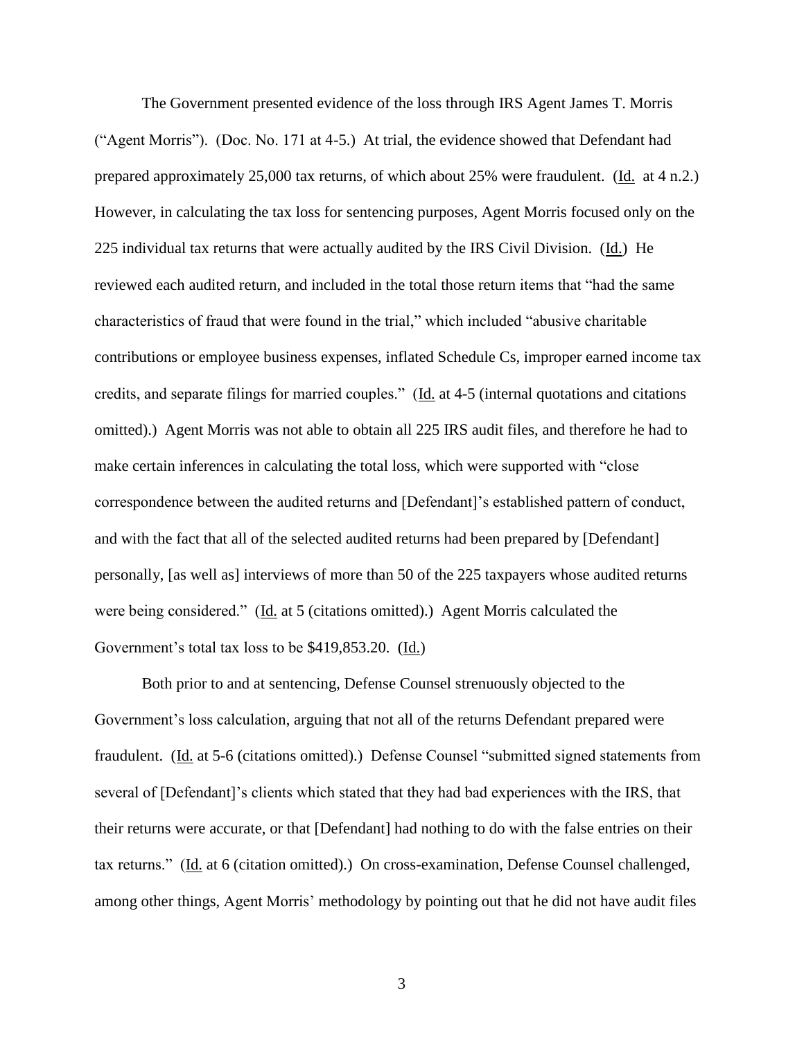The Government presented evidence of the loss through IRS Agent James T. Morris ("Agent Morris"). (Doc. No. 171 at 4-5.) At trial, the evidence showed that Defendant had prepared approximately 25,000 tax returns, of which about 25% were fraudulent. (Id. at 4 n.2.) However, in calculating the tax loss for sentencing purposes, Agent Morris focused only on the 225 individual tax returns that were actually audited by the IRS Civil Division. (Id.) He reviewed each audited return, and included in the total those return items that "had the same characteristics of fraud that were found in the trial," which included "abusive charitable contributions or employee business expenses, inflated Schedule Cs, improper earned income tax credits, and separate filings for married couples." (Id. at 4-5 (internal quotations and citations omitted).) Agent Morris was not able to obtain all 225 IRS audit files, and therefore he had to make certain inferences in calculating the total loss, which were supported with "close correspondence between the audited returns and [Defendant]'s established pattern of conduct, and with the fact that all of the selected audited returns had been prepared by [Defendant] personally, [as well as] interviews of more than 50 of the 225 taxpayers whose audited returns were being considered." (Id. at 5 (citations omitted).) Agent Morris calculated the Government's total tax loss to be $419,853.20. (Id.)

Both prior to and at sentencing, Defense Counsel strenuously objected to the Government's loss calculation, arguing that not all of the returns Defendant prepared were fraudulent. (Id. at 5-6 (citations omitted).) Defense Counsel "submitted signed statements from several of [Defendant]'s clients which stated that they had bad experiences with the IRS, that their returns were accurate, or that [Defendant] had nothing to do with the false entries on their tax returns." (Id. at 6 (citation omitted).) On cross-examination, Defense Counsel challenged, among other things, Agent Morris' methodology by pointing out that he did not have audit files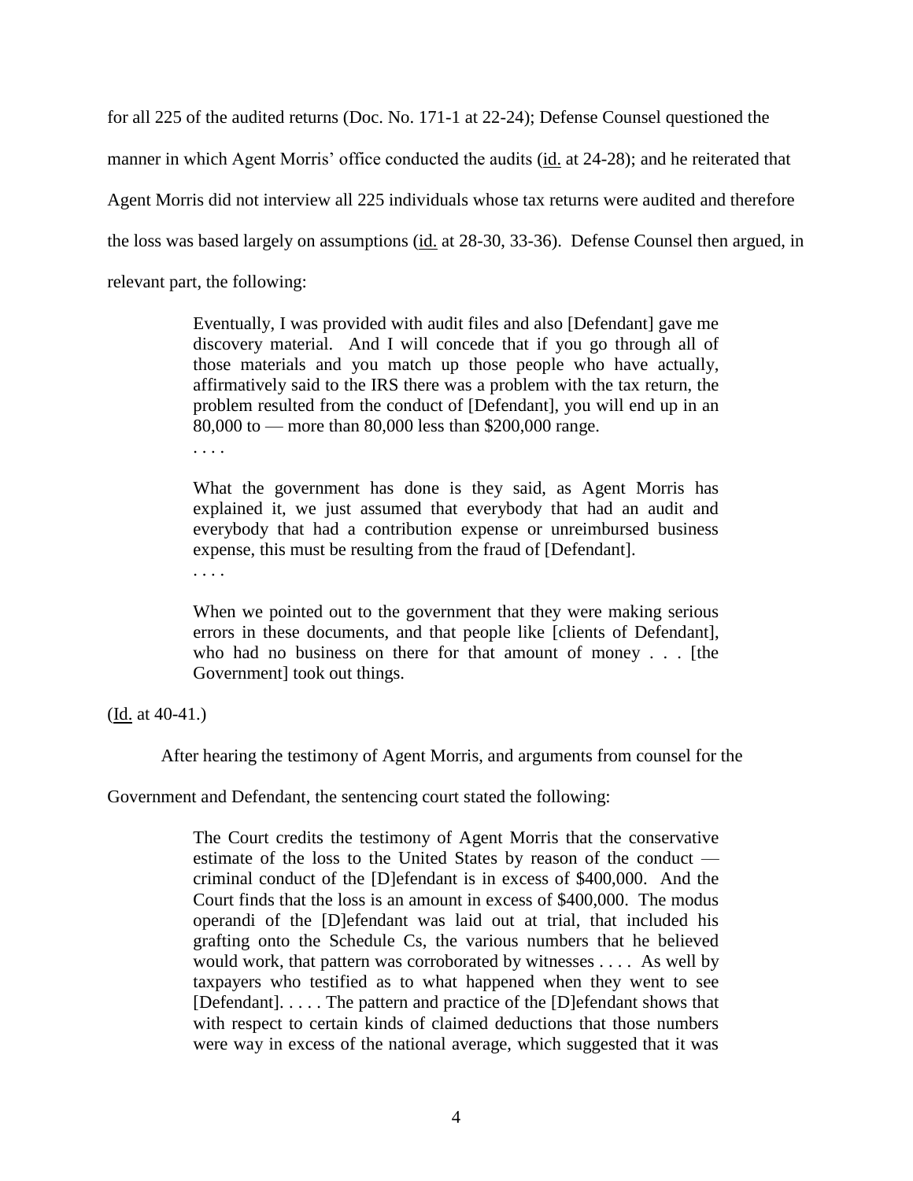for all 225 of the audited returns (Doc. No. 171-1 at 22-24); Defense Counsel questioned the manner in which Agent Morris' office conducted the audits (id. at 24-28); and he reiterated that Agent Morris did not interview all 225 individuals whose tax returns were audited and therefore the loss was based largely on assumptions (id. at 28-30, 33-36). Defense Counsel then argued, in relevant part, the following:

> Eventually, I was provided with audit files and also [Defendant] gave me discovery material. And I will concede that if you go through all of those materials and you match up those people who have actually, affirmatively said to the IRS there was a problem with the tax return, the problem resulted from the conduct of [Defendant], you will end up in an 80,000 to — more than 80,000 less than $200,000 range.
>
> . . . .
>
> What the government has done is they said, as Agent Morris has explained it, we just assumed that everybody that had an audit and everybody that had a contribution expense or unreimbursed business expense, this must be resulting from the fraud of [Defendant].
>
> . . . .
>
> When we pointed out to the government that they were making serious errors in these documents, and that people like [clients of Defendant], who had no business on there for that amount of money . . . [the Government] took out things.

(Id. at 40-41.)

After hearing the testimony of Agent Morris, and arguments from counsel for the Government and Defendant, the sentencing court stated the following:

> The Court credits the testimony of Agent Morris that the conservative estimate of the loss to the United States by reason of the conduct — criminal conduct of the [D]efendant is in excess of $400,000. And the Court finds that the loss is an amount in excess of $400,000. The modus operandi of the [D]efendant was laid out at trial, that included his grafting onto the Schedule Cs, the various numbers that he believed would work, that pattern was corroborated by witnesses . . . . As well by taxpayers who testified as to what happened when they went to see [Defendant]. . . . . The pattern and practice of the [D]efendant shows that with respect to certain kinds of claimed deductions that those numbers were way in excess of the national average, which suggested that it was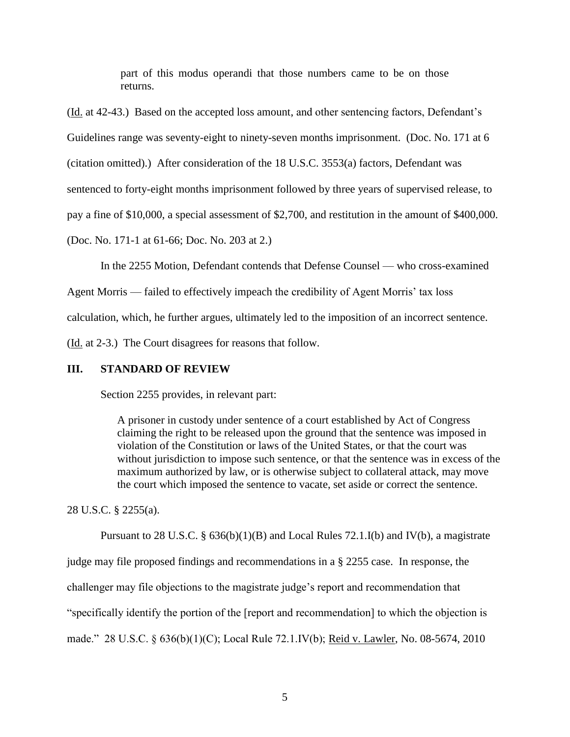> part of this modus operandi that those numbers came to be on those returns.

(Id. at 42-43.) Based on the accepted loss amount, and other sentencing factors, Defendant's Guidelines range was seventy-eight to ninety-seven months imprisonment. (Doc. No. 171 at 6 (citation omitted).) After consideration of the 18 U.S.C. 3553(a) factors, Defendant was sentenced to forty-eight months imprisonment followed by three years of supervised release, to pay a fine of $10,000, a special assessment of $2,700, and restitution in the amount of $400,000. (Doc. No. 171-1 at 61-66; Doc. No. 203 at 2.)

In the 2255 Motion, Defendant contends that Defense Counsel — who cross-examined Agent Morris — failed to effectively impeach the credibility of Agent Morris' tax loss calculation, which, he further argues, ultimately led to the imposition of an incorrect sentence. (Id. at 2-3.) The Court disagrees for reasons that follow.

## III. STANDARD OF REVIEW

Section 2255 provides, in relevant part:

> A prisoner in custody under sentence of a court established by Act of Congress claiming the right to be released upon the ground that the sentence was imposed in violation of the Constitution or laws of the United States, or that the court was without jurisdiction to impose such sentence, or that the sentence was in excess of the maximum authorized by law, or is otherwise subject to collateral attack, may move the court which imposed the sentence to vacate, set aside or correct the sentence.

28 U.S.C. § 2255(a).

Pursuant to 28 U.S.C. § 636(b)(1)(B) and Local Rules 72.1.I(b) and IV(b), a magistrate judge may file proposed findings and recommendations in a § 2255 case. In response, the challenger may file objections to the magistrate judge's report and recommendation that "specifically identify the portion of the [report and recommendation] to which the objection is made." 28 U.S.C. § 636(b)(1)(C); Local Rule 72.1.IV(b); Reid v. Lawler, No. 08-5674, 2010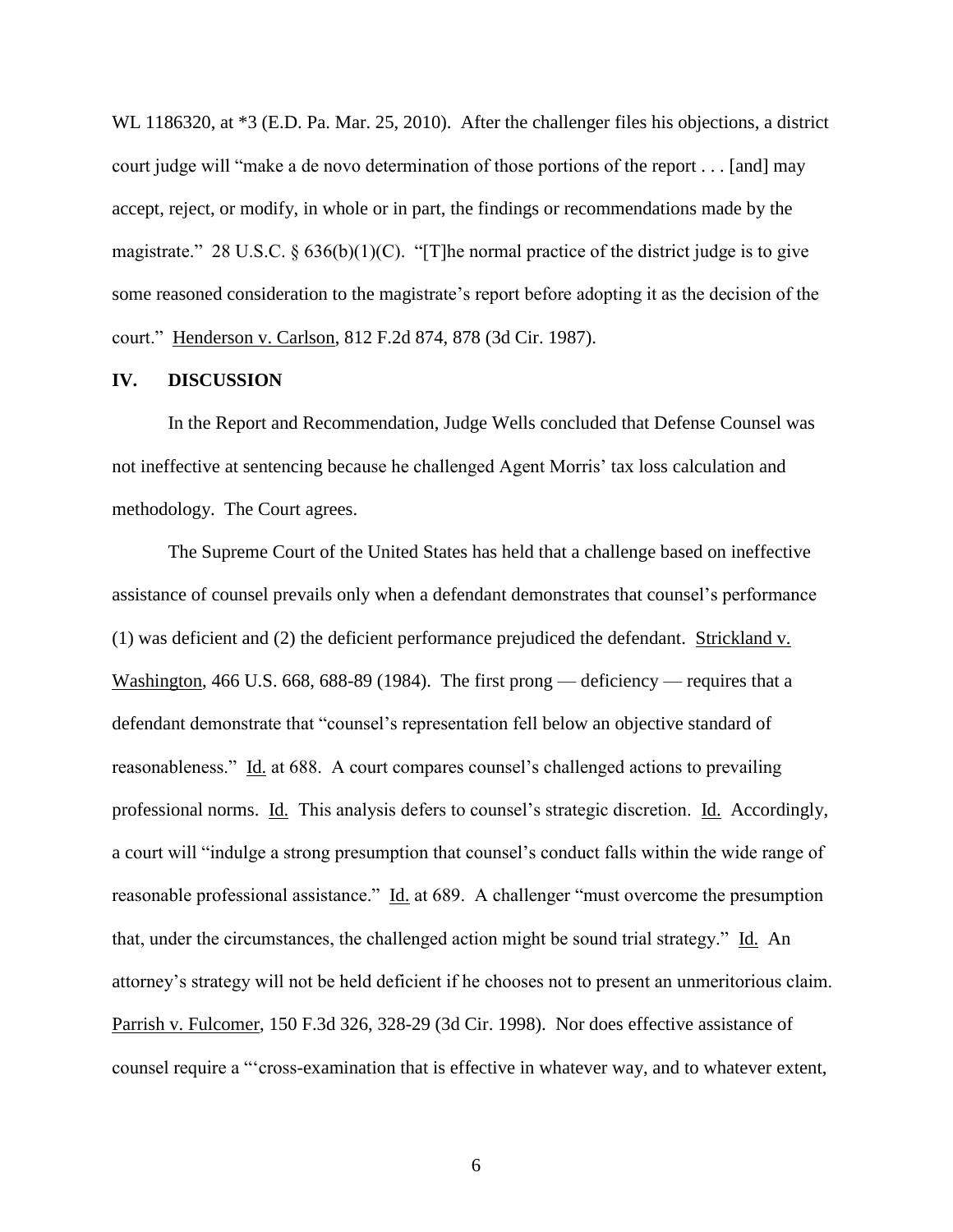WL 1186320, at *3 (E.D. Pa. Mar. 25, 2010). After the challenger files his objections, a district court judge will "make a de novo determination of those portions of the report . . . [and] may accept, reject, or modify, in whole or in part, the findings or recommendations made by the magistrate." 28 U.S.C. § 636(b)(1)(C). "[T]he normal practice of the district judge is to give some reasoned consideration to the magistrate's report before adopting it as the decision of the court." Henderson v. Carlson, 812 F.2d 874, 878 (3d Cir. 1987).

## IV. DISCUSSION

In the Report and Recommendation, Judge Wells concluded that Defense Counsel was not ineffective at sentencing because he challenged Agent Morris' tax loss calculation and methodology. The Court agrees.

The Supreme Court of the United States has held that a challenge based on ineffective assistance of counsel prevails only when a defendant demonstrates that counsel's performance (1) was deficient and (2) the deficient performance prejudiced the defendant. Strickland v. Washington, 466 U.S. 668, 688-89 (1984). The first prong — deficiency — requires that a defendant demonstrate that "counsel's representation fell below an objective standard of reasonableness." Id. at 688. A court compares counsel's challenged actions to prevailing professional norms. Id. This analysis defers to counsel's strategic discretion. Id. Accordingly, a court will "indulge a strong presumption that counsel's conduct falls within the wide range of reasonable professional assistance." Id. at 689. A challenger "must overcome the presumption that, under the circumstances, the challenged action might be sound trial strategy." Id. An attorney's strategy will not be held deficient if he chooses not to present an unmeritorious claim. Parrish v. Fulcomer, 150 F.3d 326, 328-29 (3d Cir. 1998). Nor does effective assistance of counsel require a "'cross-examination that is effective in whatever way, and to whatever extent,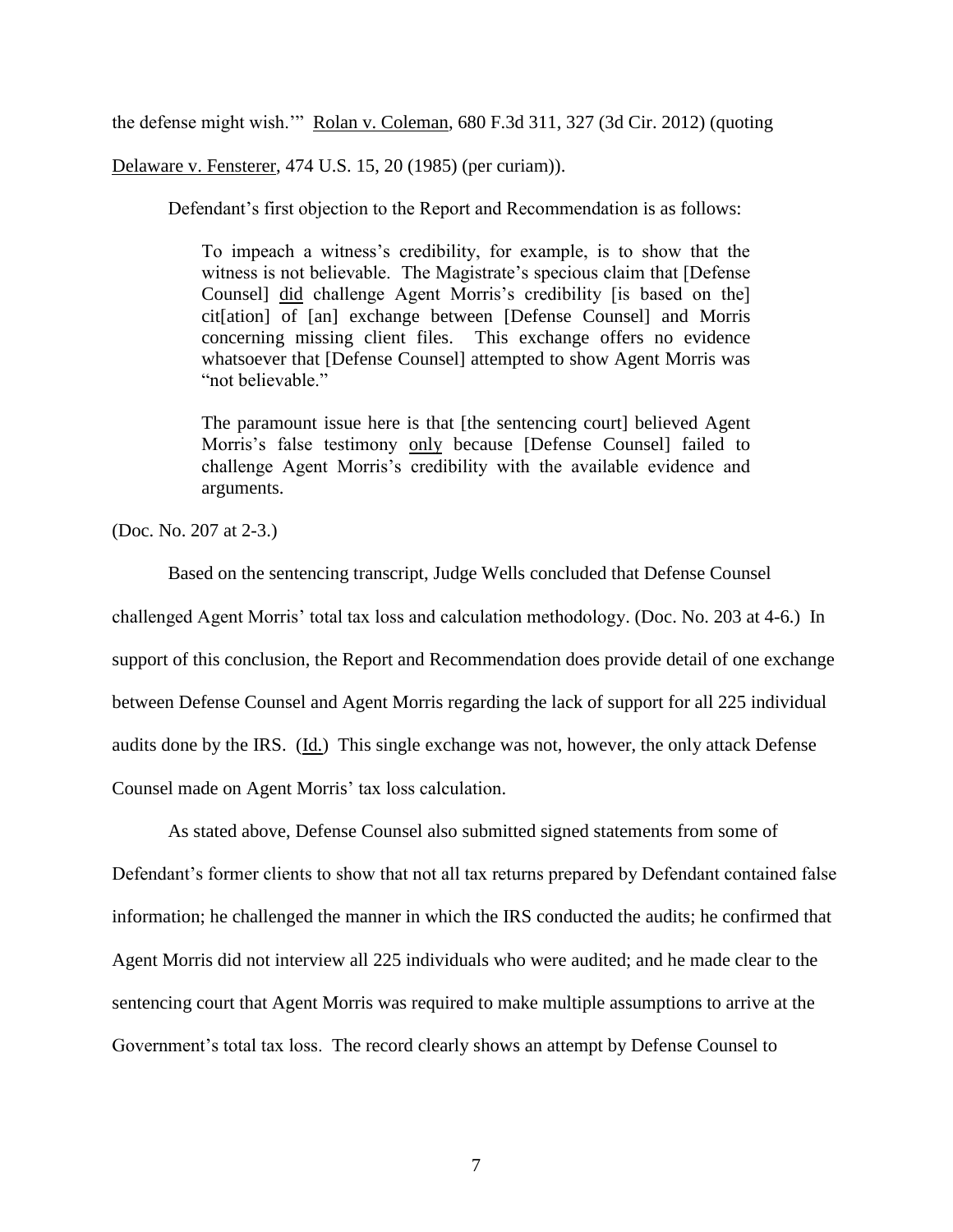the defense might wish.'" Rolan v. Coleman, 680 F.3d 311, 327 (3d Cir. 2012) (quoting Delaware v. Fensterer, 474 U.S. 15, 20 (1985) (per curiam)).

Defendant's first objection to the Report and Recommendation is as follows:

> To impeach a witness's credibility, for example, is to show that the witness is not believable. The Magistrate's specious claim that [Defense Counsel] did challenge Agent Morris's credibility [is based on the] cit[ation] of [an] exchange between [Defense Counsel] and Morris concerning missing client files. This exchange offers no evidence whatsoever that [Defense Counsel] attempted to show Agent Morris was "not believable."
>
> The paramount issue here is that [the sentencing court] believed Agent Morris's false testimony only because [Defense Counsel] failed to challenge Agent Morris's credibility with the available evidence and arguments.

(Doc. No. 207 at 2-3.)

Based on the sentencing transcript, Judge Wells concluded that Defense Counsel challenged Agent Morris' total tax loss and calculation methodology. (Doc. No. 203 at 4-6.) In support of this conclusion, the Report and Recommendation does provide detail of one exchange between Defense Counsel and Agent Morris regarding the lack of support for all 225 individual audits done by the IRS. (Id.) This single exchange was not, however, the only attack Defense Counsel made on Agent Morris' tax loss calculation.

As stated above, Defense Counsel also submitted signed statements from some of Defendant's former clients to show that not all tax returns prepared by Defendant contained false information; he challenged the manner in which the IRS conducted the audits; he confirmed that Agent Morris did not interview all 225 individuals who were audited; and he made clear to the sentencing court that Agent Morris was required to make multiple assumptions to arrive at the Government's total tax loss. The record clearly shows an attempt by Defense Counsel to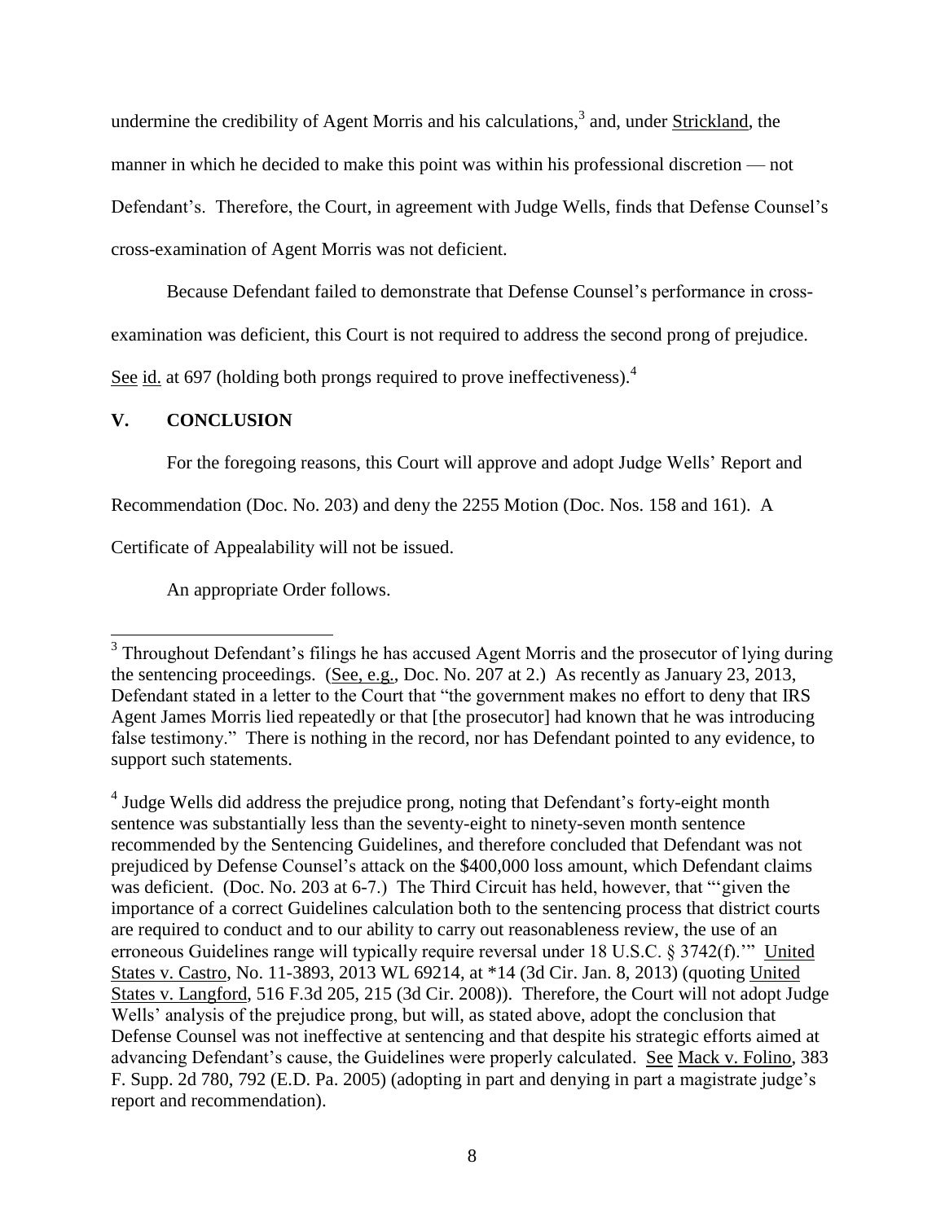undermine the credibility of Agent Morris and his calculations,[3] and, under Strickland, the manner in which he decided to make this point was within his professional discretion — not Defendant's. Therefore, the Court, in agreement with Judge Wells, finds that Defense Counsel's cross-examination of Agent Morris was not deficient.

Because Defendant failed to demonstrate that Defense Counsel's performance in cross-examination was deficient, this Court is not required to address the second prong of prejudice. See id. at 697 (holding both prongs required to prove ineffectiveness).[4]

## V. CONCLUSION

For the foregoing reasons, this Court will approve and adopt Judge Wells' Report and Recommendation (Doc. No. 203) and deny the 2255 Motion (Doc. Nos. 158 and 161). A Certificate of Appealability will not be issued.

An appropriate Order follows.

---

[3] Throughout Defendant's filings he has accused Agent Morris and the prosecutor of lying during the sentencing proceedings. (See, e.g., Doc. No. 207 at 2.) As recently as January 23, 2013, Defendant stated in a letter to the Court that "the government makes no effort to deny that IRS Agent James Morris lied repeatedly or that [the prosecutor] had known that he was introducing false testimony." There is nothing in the record, nor has Defendant pointed to any evidence, to support such statements.

[4] Judge Wells did address the prejudice prong, noting that Defendant's forty-eight month sentence was substantially less than the seventy-eight to ninety-seven month sentence recommended by the Sentencing Guidelines, and therefore concluded that Defendant was not prejudiced by Defense Counsel's attack on the $400,000 loss amount, which Defendant claims was deficient. (Doc. No. 203 at 6-7.) The Third Circuit has held, however, that "'given the importance of a correct Guidelines calculation both to the sentencing process that district courts are required to conduct and to our ability to carry out reasonableness review, the use of an erroneous Guidelines range will typically require reversal under 18 U.S.C. § 3742(f).'" United States v. Castro, No. 11-3893, 2013 WL 69214, at *14 (3d Cir. Jan. 8, 2013) (quoting United States v. Langford, 516 F.3d 205, 215 (3d Cir. 2008)). Therefore, the Court will not adopt Judge Wells' analysis of the prejudice prong, but will, as stated above, adopt the conclusion that Defense Counsel was not ineffective at sentencing and that despite his strategic efforts aimed at advancing Defendant's cause, the Guidelines were properly calculated. See Mack v. Folino, 383 F. Supp. 2d 780, 792 (E.D. Pa. 2005) (adopting in part and denying in part a magistrate judge's report and recommendation).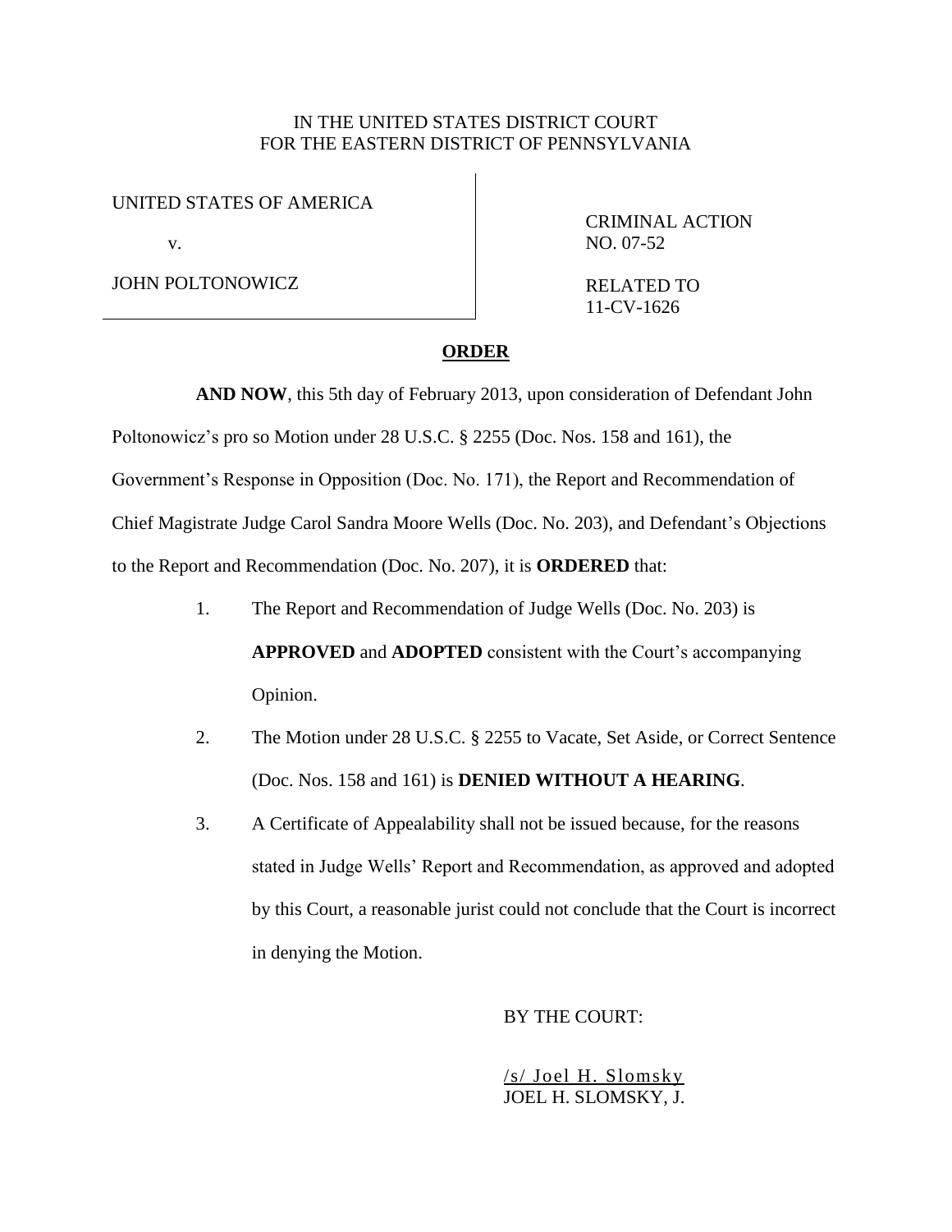IN THE UNITED STATES DISTRICT COURT
FOR THE EASTERN DISTRICT OF PENNSYLVANIA

| | |
|---|---|
| UNITED STATES OF AMERICA<br><br>v.<br><br>JOHN POLTONOWICZ | CRIMINAL ACTION NO. 07-52<br><br>RELATED TO 11-CV-1626 |

**ORDER**

**AND NOW**, this 5th day of February 2013, upon consideration of Defendant John Poltonowicz's pro so Motion under 28 U.S.C. § 2255 (Doc. Nos. 158 and 161), the Government's Response in Opposition (Doc. No. 171), the Report and Recommendation of Chief Magistrate Judge Carol Sandra Moore Wells (Doc. No. 203), and Defendant's Objections to the Report and Recommendation (Doc. No. 207), it is **ORDERED** that:

1. The Report and Recommendation of Judge Wells (Doc. No. 203) is **APPROVED** and **ADOPTED** consistent with the Court's accompanying Opinion.

2. The Motion under 28 U.S.C. § 2255 to Vacate, Set Aside, or Correct Sentence (Doc. Nos. 158 and 161) is **DENIED WITHOUT A HEARING**.

3. A Certificate of Appealability shall not be issued because, for the reasons stated in Judge Wells' Report and Recommendation, as approved and adopted by this Court, a reasonable jurist could not conclude that the Court is incorrect in denying the Motion.

BY THE COURT:

/s/ Joel H. Slomsky
JOEL H. SLOMSKY, J.